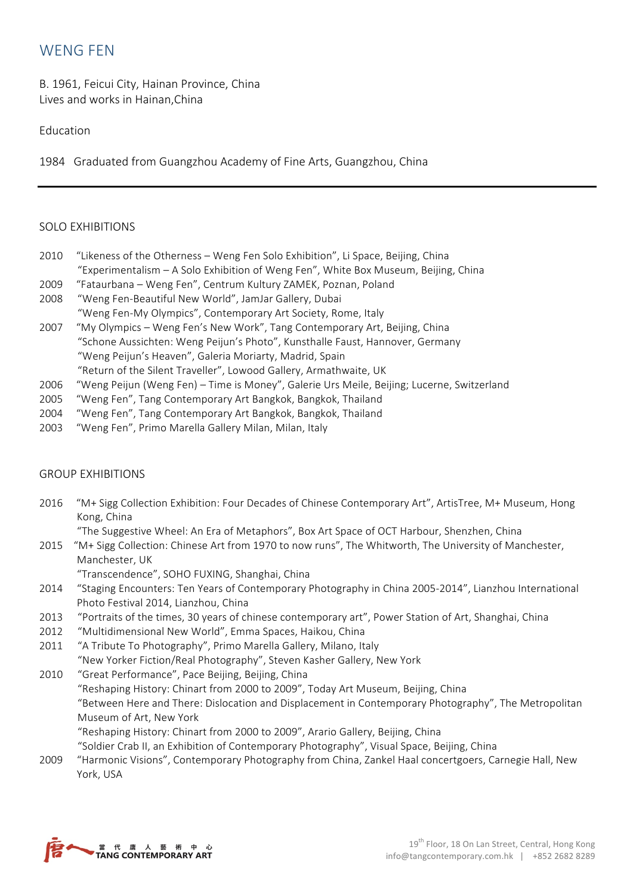# WENG FEN

B. 1961, Feicui City, Hainan Province, China
Lives and works in Hainan,China

Education

1984 Graduated from Guangzhou Academy of Fine Arts, Guangzhou, China

---

## SOLO EXHIBITIONS

2010 "Likeness of the Otherness – Weng Fen Solo Exhibition", Li Space, Beijing, China
"Experimentalism – A Solo Exhibition of Weng Fen", White Box Museum, Beijing, China

2009 "Fataurbana – Weng Fen", Centrum Kultury ZAMEK, Poznan, Poland

2008 "Weng Fen-Beautiful New World", JamJar Gallery, Dubai
"Weng Fen-My Olympics", Contemporary Art Society, Rome, Italy

2007 "My Olympics – Weng Fen's New Work", Tang Contemporary Art, Beijing, China
"Schone Aussichten: Weng Peijun's Photo", Kunsthalle Faust, Hannover, Germany
"Weng Peijun's Heaven", Galeria Moriarty, Madrid, Spain
"Return of the Silent Traveller", Lowood Gallery, Armathwaite, UK

2006 "Weng Peijun (Weng Fen) – Time is Money", Galerie Urs Meile, Beijing; Lucerne, Switzerland

2005 "Weng Fen", Tang Contemporary Art Bangkok, Bangkok, Thailand

2004 "Weng Fen", Tang Contemporary Art Bangkok, Bangkok, Thailand

2003 "Weng Fen", Primo Marella Gallery Milan, Milan, Italy

## GROUP EXHIBITIONS

2016 "M+ Sigg Collection Exhibition: Four Decades of Chinese Contemporary Art", ArtisTree, M+ Museum, Hong Kong, China
"The Suggestive Wheel: An Era of Metaphors", Box Art Space of OCT Harbour, Shenzhen, China

2015 "M+ Sigg Collection: Chinese Art from 1970 to now runs", The Whitworth, The University of Manchester, Manchester, UK
"Transcendence", SOHO FUXING, Shanghai, China

2014 "Staging Encounters: Ten Years of Contemporary Photography in China 2005-2014", Lianzhou International Photo Festival 2014, Lianzhou, China

2013 "Portraits of the times, 30 years of chinese contemporary art", Power Station of Art, Shanghai, China

2012 "Multidimensional New World", Emma Spaces, Haikou, China

2011 "A Tribute To Photography", Primo Marella Gallery, Milano, Italy
"New Yorker Fiction/Real Photography", Steven Kasher Gallery, New York

2010 "Great Performance", Pace Beijing, Beijing, China
"Reshaping History: Chinart from 2000 to 2009", Today Art Museum, Beijing, China
"Between Here and There: Dislocation and Displacement in Contemporary Photography", The Metropolitan Museum of Art, New York
"Reshaping History: Chinart from 2000 to 2009", Arario Gallery, Beijing, China
"Soldier Crab II, an Exhibition of Contemporary Photography", Visual Space, Beijing, China

2009 "Harmonic Visions", Contemporary Photography from China, Zankel Haal concertgoers, Carnegie Hall, New York, USA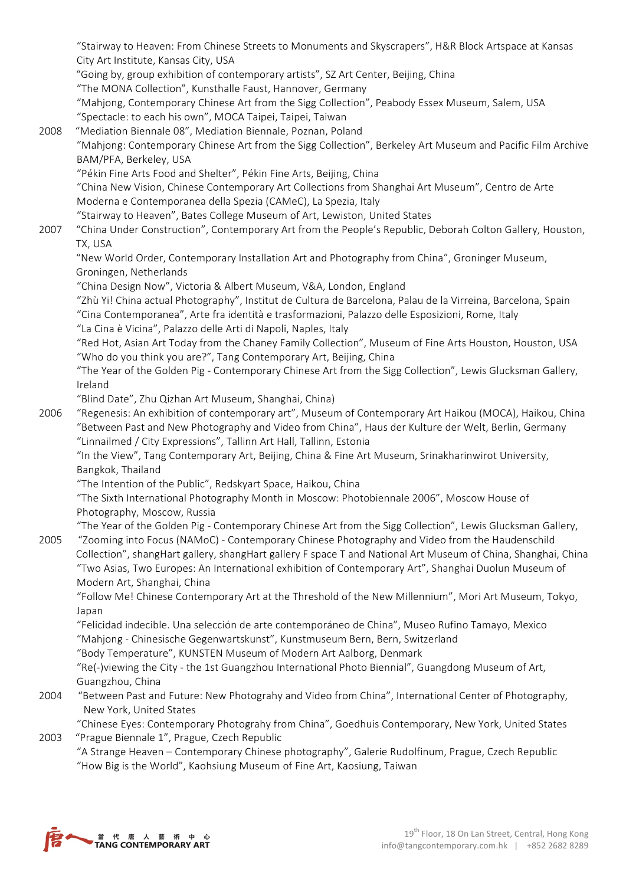"Stairway to Heaven: From Chinese Streets to Monuments and Skyscrapers", H&R Block Artspace at Kansas City Art Institute, Kansas City, USA
"Going by, group exhibition of contemporary artists", SZ Art Center, Beijing, China
"The MONA Collection", Kunsthalle Faust, Hannover, Germany
"Mahjong, Contemporary Chinese Art from the Sigg Collection", Peabody Essex Museum, Salem, USA
"Spectacle: to each his own", MOCA Taipei, Taipei, Taiwan

2008 "Mediation Biennale 08", Mediation Biennale, Poznan, Poland
"Mahjong: Contemporary Chinese Art from the Sigg Collection", Berkeley Art Museum and Pacific Film Archive BAM/PFA, Berkeley, USA
"Pékin Fine Arts Food and Shelter", Pékin Fine Arts, Beijing, China
"China New Vision, Chinese Contemporary Art Collections from Shanghai Art Museum", Centro de Arte Moderna e Contemporanea della Spezia (CAMeC), La Spezia, Italy
"Stairway to Heaven", Bates College Museum of Art, Lewiston, United States

2007 "China Under Construction", Contemporary Art from the People's Republic, Deborah Colton Gallery, Houston, TX, USA
"New World Order, Contemporary Installation Art and Photography from China", Groninger Museum, Groningen, Netherlands
"China Design Now", Victoria & Albert Museum, V&A, London, England
"Zhù Yi! China actual Photography", Institut de Cultura de Barcelona, Palau de la Virreina, Barcelona, Spain
"Cina Contemporanea", Arte fra identità e trasformazioni, Palazzo delle Esposizioni, Rome, Italy
"La Cina è Vicina", Palazzo delle Arti di Napoli, Naples, Italy
"Red Hot, Asian Art Today from the Chaney Family Collection", Museum of Fine Arts Houston, Houston, USA
"Who do you think you are?", Tang Contemporary Art, Beijing, China
"The Year of the Golden Pig - Contemporary Chinese Art from the Sigg Collection", Lewis Glucksman Gallery, Ireland
"Blind Date", Zhu Qizhan Art Museum, Shanghai, China)

2006 "Regenesis: An exhibition of contemporary art", Museum of Contemporary Art Haikou (MOCA), Haikou, China
"Between Past and New Photography and Video from China", Haus der Kulture der Welt, Berlin, Germany
"Linnailmed / City Expressions", Tallinn Art Hall, Tallinn, Estonia
"In the View", Tang Contemporary Art, Beijing, China & Fine Art Museum, Srinakharinwirot University, Bangkok, Thailand
"The Intention of the Public", Redskyart Space, Haikou, China
"The Sixth International Photography Month in Moscow: Photobiennale 2006", Moscow House of Photography, Moscow, Russia
"The Year of the Golden Pig - Contemporary Chinese Art from the Sigg Collection", Lewis Glucksman Gallery,

2005 "Zooming into Focus (NAMoC) - Contemporary Chinese Photography and Video from the Haudenschild Collection", shangHart gallery, shangHart gallery F space T and National Art Museum of China, Shanghai, China
"Two Asias, Two Europes: An International exhibition of Contemporary Art", Shanghai Duolun Museum of Modern Art, Shanghai, China
"Follow Me! Chinese Contemporary Art at the Threshold of the New Millennium", Mori Art Museum, Tokyo, Japan
"Felicidad indecible. Una selección de arte contemporáneo de China", Museo Rufino Tamayo, Mexico
"Mahjong - Chinesische Gegenwartskunst", Kunstmuseum Bern, Bern, Switzerland
"Body Temperature", KUNSTEN Museum of Modern Art Aalborg, Denmark
"Re(-)viewing the City - the 1st Guangzhou International Photo Biennial", Guangdong Museum of Art, Guangzhou, China

2004 "Between Past and Future: New Photograhy and Video from China", International Center of Photography, New York, United States
"Chinese Eyes: Contemporary Photograhy from China", Goedhuis Contemporary, New York, United States

2003 "Prague Biennale 1", Prague, Czech Republic
"A Strange Heaven – Contemporary Chinese photography", Galerie Rudolfinum, Prague, Czech Republic
"How Big is the World", Kaohsiung Museum of Fine Art, Kaosiung, Taiwan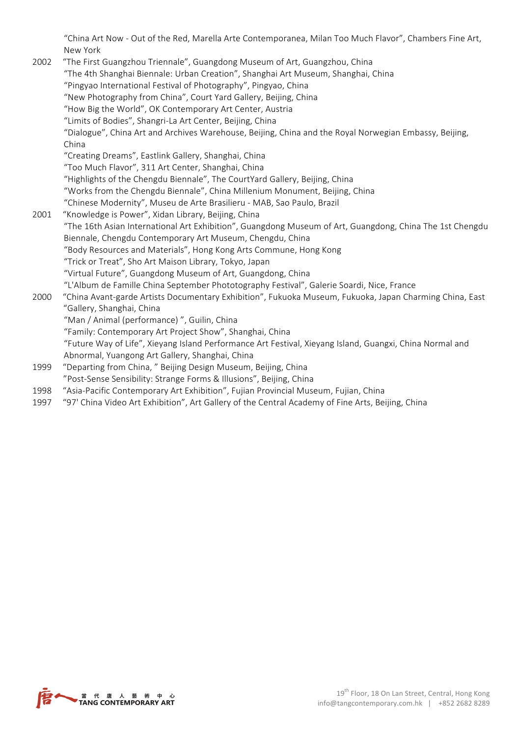"China Art Now - Out of the Red, Marella Arte Contemporanea, Milan Too Much Flavor", Chambers Fine Art, New York

2002 "The First Guangzhou Triennale", Guangdong Museum of Art, Guangzhou, China
"The 4th Shanghai Biennale: Urban Creation", Shanghai Art Museum, Shanghai, China
"Pingyao International Festival of Photography", Pingyao, China
"New Photography from China", Court Yard Gallery, Beijing, China
"How Big the World", OK Contemporary Art Center, Austria
"Limits of Bodies", Shangri-La Art Center, Beijing, China
"Dialogue", China Art and Archives Warehouse, Beijing, China and the Royal Norwegian Embassy, Beijing, China
"Creating Dreams", Eastlink Gallery, Shanghai, China
"Too Much Flavor", 311 Art Center, Shanghai, China
"Highlights of the Chengdu Biennale", The CourtYard Gallery, Beijing, China
"Works from the Chengdu Biennale", China Millenium Monument, Beijing, China
"Chinese Modernity", Museu de Arte Brasilieru - MAB, Sao Paulo, Brazil

2001 "Knowledge is Power", Xidan Library, Beijing, China
"The 16th Asian International Art Exhibition", Guangdong Museum of Art, Guangdong, China The 1st Chengdu Biennale, Chengdu Contemporary Art Museum, Chengdu, China
"Body Resources and Materials", Hong Kong Arts Commune, Hong Kong
"Trick or Treat", Sho Art Maison Library, Tokyo, Japan
"Virtual Future", Guangdong Museum of Art, Guangdong, China
"L'Album de Famille China September Phototography Festival", Galerie Soardi, Nice, France

2000 "China Avant-garde Artists Documentary Exhibition", Fukuoka Museum, Fukuoka, Japan Charming China, East "Gallery, Shanghai, China
"Man / Animal (performance) ", Guilin, China
"Family: Contemporary Art Project Show", Shanghai, China
"Future Way of Life", Xieyang Island Performance Art Festival, Xieyang Island, Guangxi, China Normal and Abnormal, Yuangong Art Gallery, Shanghai, China

1999 "Departing from China, " Beijing Design Museum, Beijing, China
"Post-Sense Sensibility: Strange Forms & Illusions", Beijing, China

1998 "Asia-Pacific Contemporary Art Exhibition", Fujian Provincial Museum, Fujian, China

1997 "97' China Video Art Exhibition", Art Gallery of the Central Academy of Fine Arts, Beijing, China